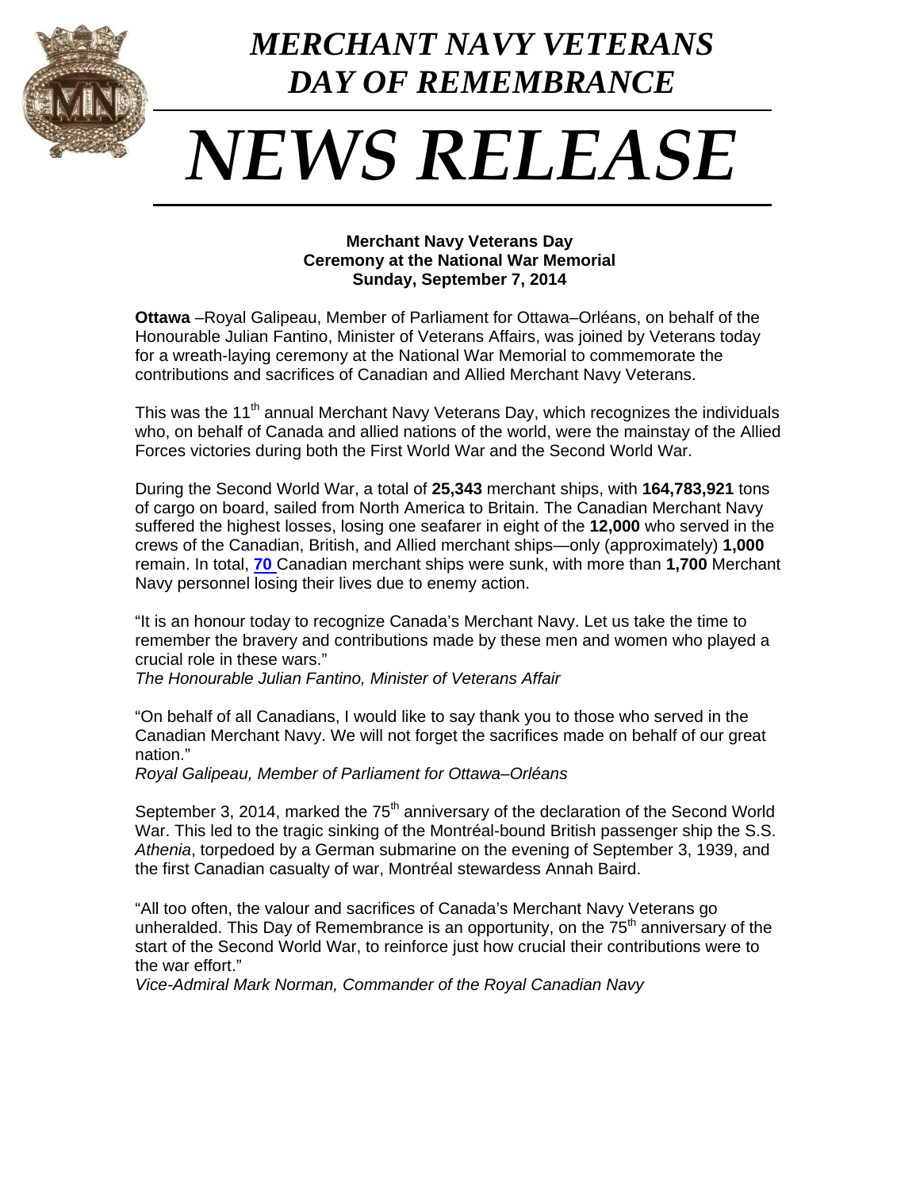# *MERCHANT NAVY VETERANS DAY OF REMEMBRANCE*

# *NEWS RELEASE*

**Merchant Navy Veterans Day**
**Ceremony at the National War Memorial**
**Sunday, September 7, 2014**

**Ottawa** –Royal Galipeau, Member of Parliament for Ottawa–Orléans, on behalf of the Honourable Julian Fantino, Minister of Veterans Affairs, was joined by Veterans today for a wreath-laying ceremony at the National War Memorial to commemorate the contributions and sacrifices of Canadian and Allied Merchant Navy Veterans.

This was the 11th annual Merchant Navy Veterans Day, which recognizes the individuals who, on behalf of Canada and allied nations of the world, were the mainstay of the Allied Forces victories during both the First World War and the Second World War.

During the Second World War, a total of **25,343** merchant ships, with **164,783,921** tons of cargo on board, sailed from North America to Britain. The Canadian Merchant Navy suffered the highest losses, losing one seafarer in eight of the **12,000** who served in the crews of the Canadian, British, and Allied merchant ships—only (approximately) **1,000** remain. In total, **70** Canadian merchant ships were sunk, with more than **1,700** Merchant Navy personnel losing their lives due to enemy action.

"It is an honour today to recognize Canada's Merchant Navy. Let us take the time to remember the bravery and contributions made by these men and women who played a crucial role in these wars."
*The Honourable Julian Fantino, Minister of Veterans Affair*

"On behalf of all Canadians, I would like to say thank you to those who served in the Canadian Merchant Navy. We will not forget the sacrifices made on behalf of our great nation."
*Royal Galipeau, Member of Parliament for Ottawa–Orléans*

September 3, 2014, marked the 75th anniversary of the declaration of the Second World War. This led to the tragic sinking of the Montréal-bound British passenger ship the S.S. *Athenia*, torpedoed by a German submarine on the evening of September 3, 1939, and the first Canadian casualty of war, Montréal stewardess Annah Baird.

"All too often, the valour and sacrifices of Canada's Merchant Navy Veterans go unheralded. This Day of Remembrance is an opportunity, on the 75th anniversary of the start of the Second World War, to reinforce just how crucial their contributions were to the war effort."
*Vice-Admiral Mark Norman, Commander of the Royal Canadian Navy*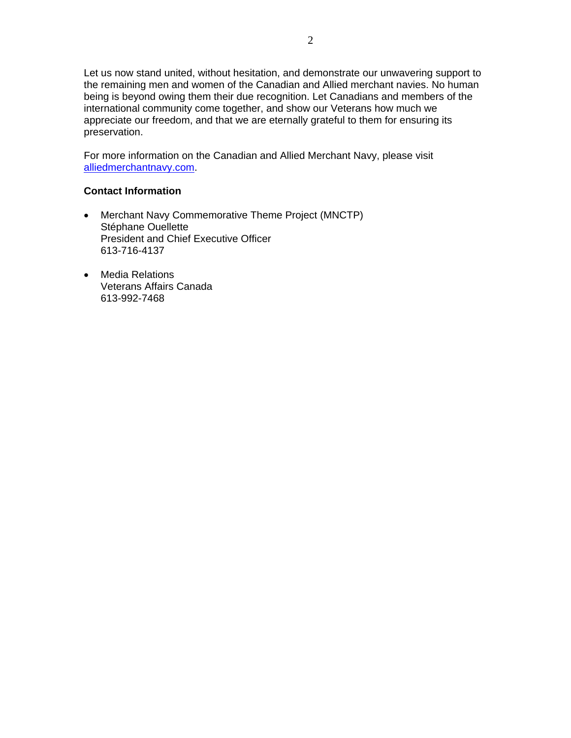Let us now stand united, without hesitation, and demonstrate our unwavering support to the remaining men and women of the Canadian and Allied merchant navies. No human being is beyond owing them their due recognition. Let Canadians and members of the international community come together, and show our Veterans how much we appreciate our freedom, and that we are eternally grateful to them for ensuring its preservation.

For more information on the Canadian and Allied Merchant Navy, please visit alliedmerchantnavy.com.

**Contact Information**

- Merchant Navy Commemorative Theme Project (MNCTP)  
  Stéphane Ouellette  
  President and Chief Executive Officer  
  613-716-4137

- Media Relations  
  Veterans Affairs Canada  
  613-992-7468